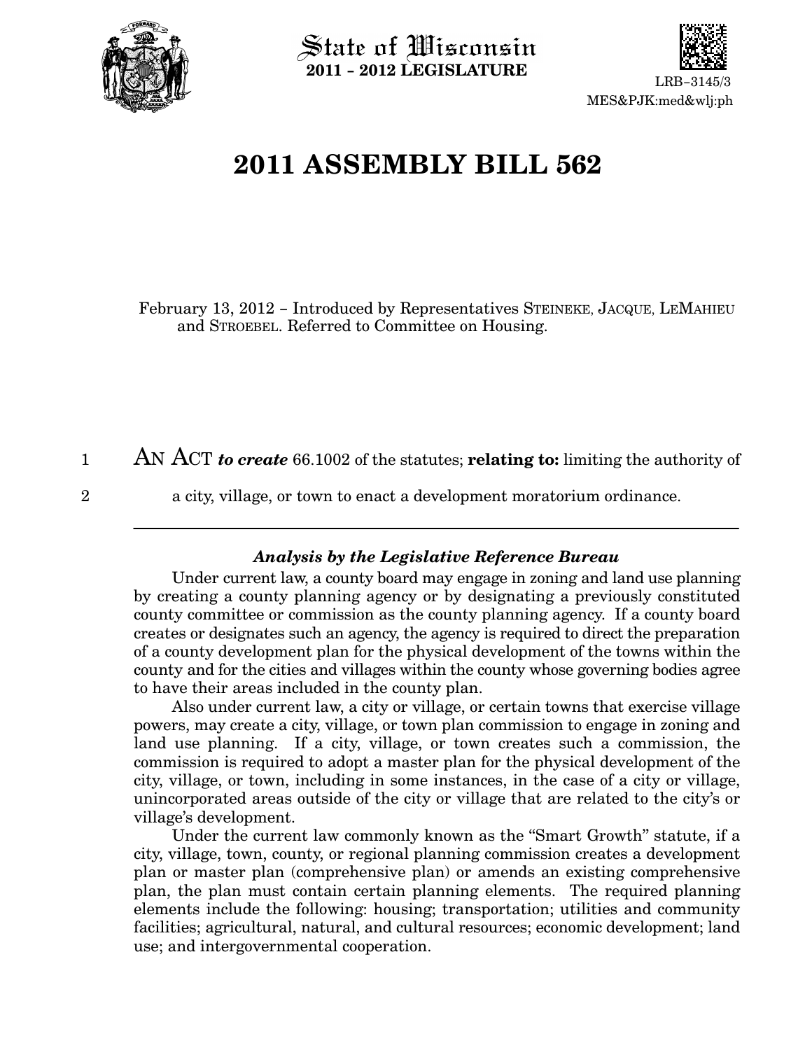State of Wisconsin
**2011 - 2012 LEGISLATURE**

LRB-3145/3
MES&PJK:med&wlj:ph

# 2011 ASSEMBLY BILL 562

February 13, 2012 – Introduced by Representatives STEINEKE, JACQUE, LEMAHIEU and STROEBEL. Referred to Committee on Housing.

1 AN ACT ***to create*** 66.1002 of the statutes; **relating to:** limiting the authority of
2 a city, village, or town to enact a development moratorium ordinance.

---

### *Analysis by the Legislative Reference Bureau*

Under current law, a county board may engage in zoning and land use planning by creating a county planning agency or by designating a previously constituted county committee or commission as the county planning agency. If a county board creates or designates such an agency, the agency is required to direct the preparation of a county development plan for the physical development of the towns within the county and for the cities and villages within the county whose governing bodies agree to have their areas included in the county plan.

Also under current law, a city or village, or certain towns that exercise village powers, may create a city, village, or town plan commission to engage in zoning and land use planning. If a city, village, or town creates such a commission, the commission is required to adopt a master plan for the physical development of the city, village, or town, including in some instances, in the case of a city or village, unincorporated areas outside of the city or village that are related to the city's or village's development.

Under the current law commonly known as the "Smart Growth" statute, if a city, village, town, county, or regional planning commission creates a development plan or master plan (comprehensive plan) or amends an existing comprehensive plan, the plan must contain certain planning elements. The required planning elements include the following: housing; transportation; utilities and community facilities; agricultural, natural, and cultural resources; economic development; land use; and intergovernmental cooperation.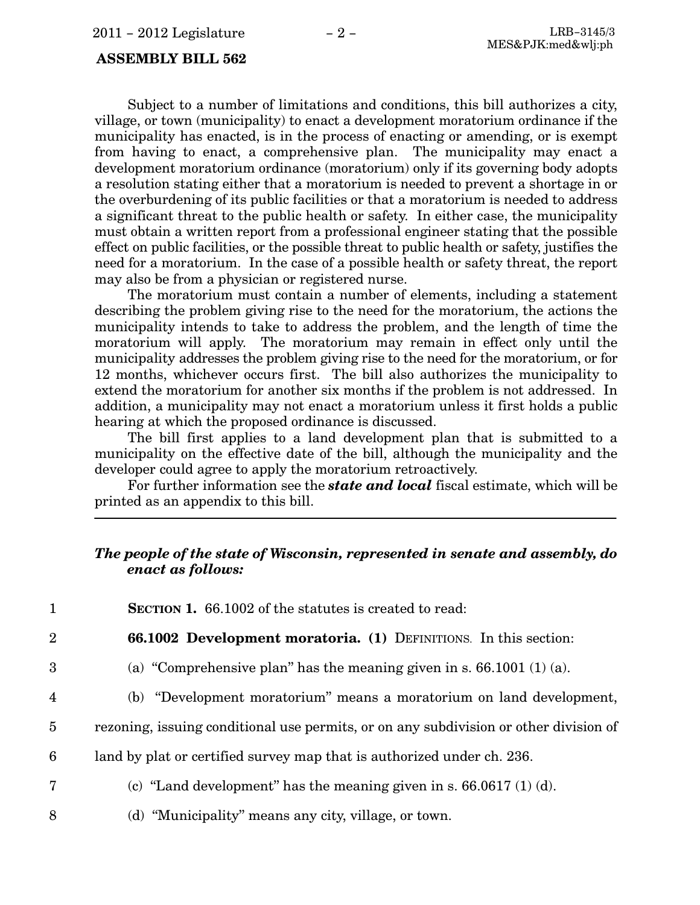**ASSEMBLY BILL 562**

Subject to a number of limitations and conditions, this bill authorizes a city, village, or town (municipality) to enact a development moratorium ordinance if the municipality has enacted, is in the process of enacting or amending, or is exempt from having to enact, a comprehensive plan. The municipality may enact a development moratorium ordinance (moratorium) only if its governing body adopts a resolution stating either that a moratorium is needed to prevent a shortage in or the overburdening of its public facilities or that a moratorium is needed to address a significant threat to the public health or safety. In either case, the municipality must obtain a written report from a professional engineer stating that the possible effect on public facilities, or the possible threat to public health or safety, justifies the need for a moratorium. In the case of a possible health or safety threat, the report may also be from a physician or registered nurse.

The moratorium must contain a number of elements, including a statement describing the problem giving rise to the need for the moratorium, the actions the municipality intends to take to address the problem, and the length of time the moratorium will apply. The moratorium may remain in effect only until the municipality addresses the problem giving rise to the need for the moratorium, or for 12 months, whichever occurs first. The bill also authorizes the municipality to extend the moratorium for another six months if the problem is not addressed. In addition, a municipality may not enact a moratorium unless it first holds a public hearing at which the proposed ordinance is discussed.

The bill first applies to a land development plan that is submitted to a municipality on the effective date of the bill, although the municipality and the developer could agree to apply the moratorium retroactively.

For further information see the ***state and local*** fiscal estimate, which will be printed as an appendix to this bill.

---

***The people of the state of Wisconsin, represented in senate and assembly, do enact as follows:***

1 **SECTION 1.** 66.1002 of the statutes is created to read:

2 **66.1002 Development moratoria. (1)** DEFINITIONS. In this section:

3 (a) "Comprehensive plan" has the meaning given in s. 66.1001 (1) (a).

4 (b) "Development moratorium" means a moratorium on land development,
5 rezoning, issuing conditional use permits, or on any subdivision or other division of
6 land by plat or certified survey map that is authorized under ch. 236.

7 (c) "Land development" has the meaning given in s. 66.0617 (1) (d).

8 (d) "Municipality" means any city, village, or town.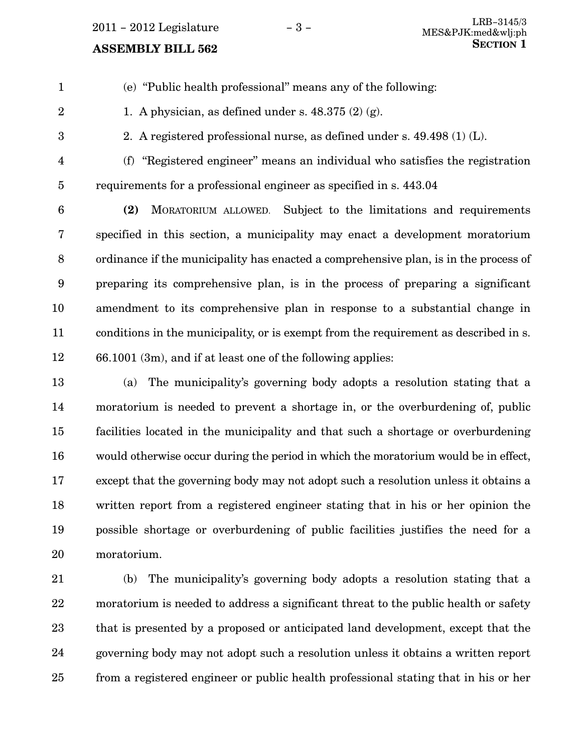(e) "Public health professional" means any of the following:

1. A physician, as defined under s. 48.375 (2) (g).

2. A registered professional nurse, as defined under s. 49.498 (1) (L).

(f) "Registered engineer" means an individual who satisfies the registration requirements for a professional engineer as specified in s. 443.04

**(2)** MORATORIUM ALLOWED. Subject to the limitations and requirements specified in this section, a municipality may enact a development moratorium ordinance if the municipality has enacted a comprehensive plan, is in the process of preparing its comprehensive plan, is in the process of preparing a significant amendment to its comprehensive plan in response to a substantial change in conditions in the municipality, or is exempt from the requirement as described in s. 66.1001 (3m), and if at least one of the following applies:

(a) The municipality's governing body adopts a resolution stating that a moratorium is needed to prevent a shortage in, or the overburdening of, public facilities located in the municipality and that such a shortage or overburdening would otherwise occur during the period in which the moratorium would be in effect, except that the governing body may not adopt such a resolution unless it obtains a written report from a registered engineer stating that in his or her opinion the possible shortage or overburdening of public facilities justifies the need for a moratorium.

(b) The municipality's governing body adopts a resolution stating that a moratorium is needed to address a significant threat to the public health or safety that is presented by a proposed or anticipated land development, except that the governing body may not adopt such a resolution unless it obtains a written report from a registered engineer or public health professional stating that in his or her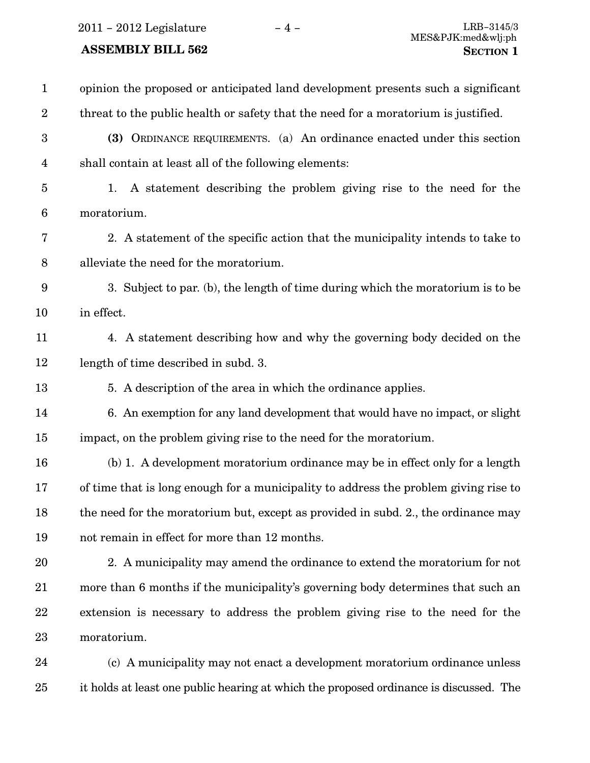opinion the proposed or anticipated land development presents such a significant threat to the public health or safety that the need for a moratorium is justified.

**(3)** ORDINANCE REQUIREMENTS. (a) An ordinance enacted under this section shall contain at least all of the following elements:

1. A statement describing the problem giving rise to the need for the moratorium.

2. A statement of the specific action that the municipality intends to take to alleviate the need for the moratorium.

3. Subject to par. (b), the length of time during which the moratorium is to be in effect.

4. A statement describing how and why the governing body decided on the length of time described in subd. 3.

5. A description of the area in which the ordinance applies.

6. An exemption for any land development that would have no impact, or slight impact, on the problem giving rise to the need for the moratorium.

(b) 1. A development moratorium ordinance may be in effect only for a length of time that is long enough for a municipality to address the problem giving rise to the need for the moratorium but, except as provided in subd. 2., the ordinance may not remain in effect for more than 12 months.

2. A municipality may amend the ordinance to extend the moratorium for not more than 6 months if the municipality's governing body determines that such an extension is necessary to address the problem giving rise to the need for the moratorium.

(c) A municipality may not enact a development moratorium ordinance unless it holds at least one public hearing at which the proposed ordinance is discussed. The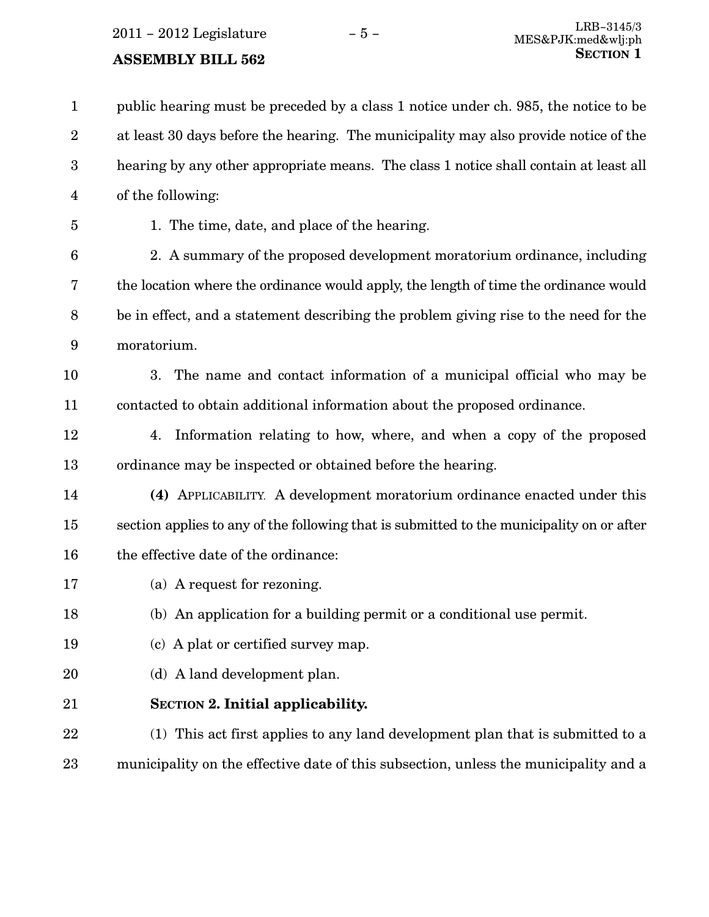public hearing must be preceded by a class 1 notice under ch. 985, the notice to be at least 30 days before the hearing. The municipality may also provide notice of the hearing by any other appropriate means. The class 1 notice shall contain at least all of the following:

1. The time, date, and place of the hearing.

2. A summary of the proposed development moratorium ordinance, including the location where the ordinance would apply, the length of time the ordinance would be in effect, and a statement describing the problem giving rise to the need for the moratorium.

3. The name and contact information of a municipal official who may be contacted to obtain additional information about the proposed ordinance.

4. Information relating to how, where, and when a copy of the proposed ordinance may be inspected or obtained before the hearing.

**(4)** APPLICABILITY. A development moratorium ordinance enacted under this section applies to any of the following that is submitted to the municipality on or after the effective date of the ordinance:

(a) A request for rezoning.

(b) An application for a building permit or a conditional use permit.

(c) A plat or certified survey map.

(d) A land development plan.

**SECTION 2. Initial applicability.**

(1) This act first applies to any land development plan that is submitted to a municipality on the effective date of this subsection, unless the municipality and a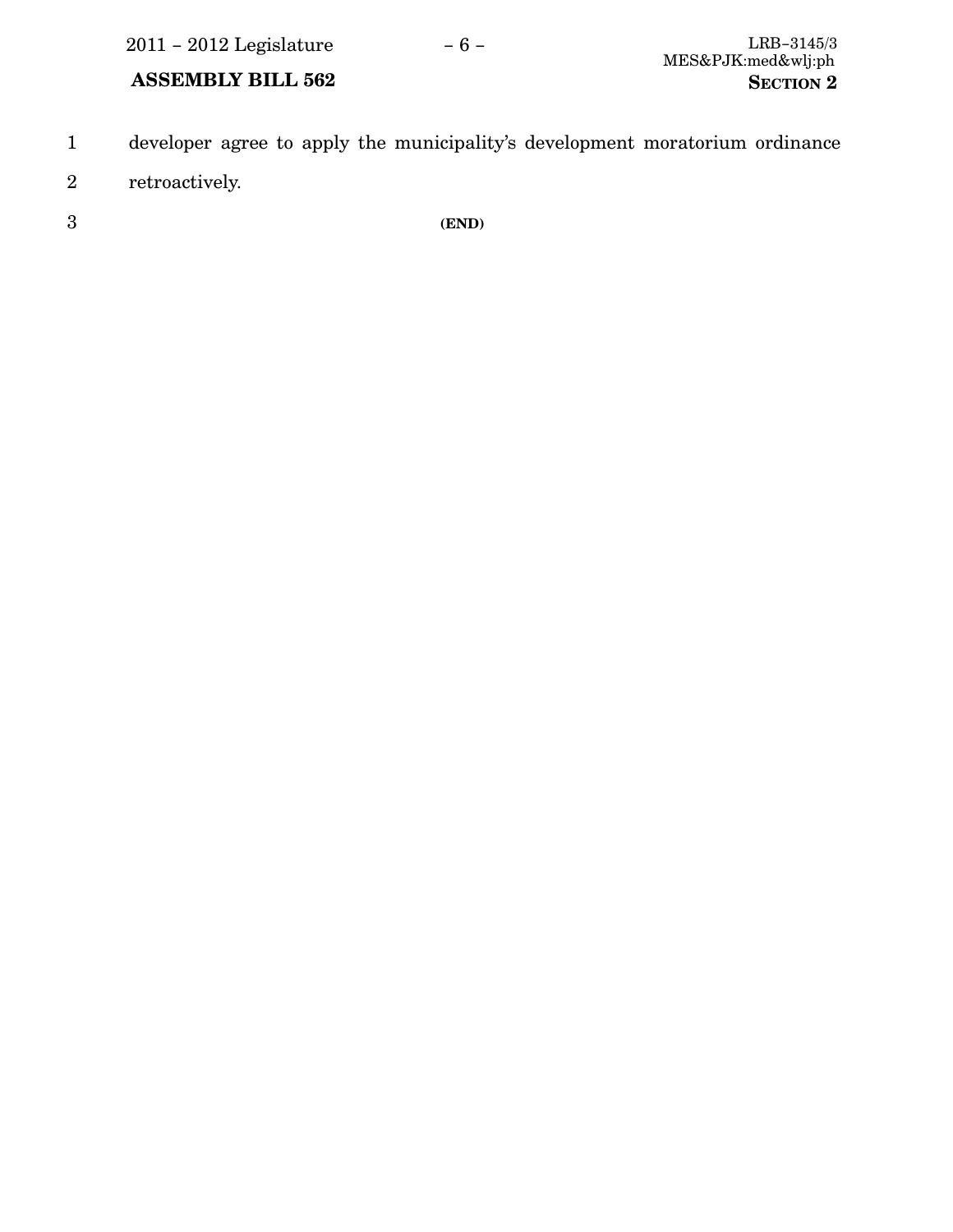developer agree to apply the municipality's development moratorium ordinance retroactively.

**(END)**